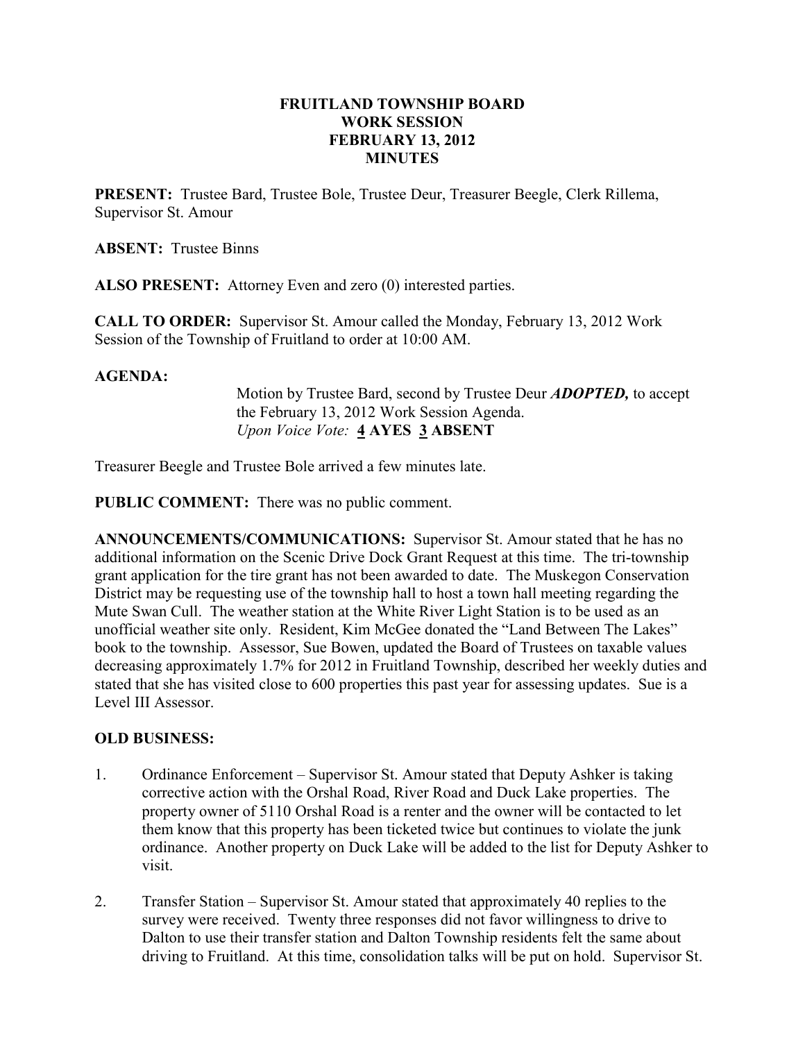**FRUITLAND TOWNSHIP BOARD**
**WORK SESSION**
**FEBRUARY 13, 2012**
**MINUTES**

**PRESENT:** Trustee Bard, Trustee Bole, Trustee Deur, Treasurer Beegle, Clerk Rillema, Supervisor St. Amour

**ABSENT:** Trustee Binns

**ALSO PRESENT:** Attorney Even and zero (0) interested parties.

**CALL TO ORDER:** Supervisor St. Amour called the Monday, February 13, 2012 Work Session of the Township of Fruitland to order at 10:00 AM.

**AGENDA:**

Motion by Trustee Bard, second by Trustee Deur ***ADOPTED,*** to accept the February 13, 2012 Work Session Agenda.
*Upon Voice Vote:* **4 AYES 3 ABSENT**

Treasurer Beegle and Trustee Bole arrived a few minutes late.

**PUBLIC COMMENT:** There was no public comment.

**ANNOUNCEMENTS/COMMUNICATIONS:** Supervisor St. Amour stated that he has no additional information on the Scenic Drive Dock Grant Request at this time. The tri-township grant application for the tire grant has not been awarded to date. The Muskegon Conservation District may be requesting use of the township hall to host a town hall meeting regarding the Mute Swan Cull. The weather station at the White River Light Station is to be used as an unofficial weather site only. Resident, Kim McGee donated the "Land Between The Lakes" book to the township. Assessor, Sue Bowen, updated the Board of Trustees on taxable values decreasing approximately 1.7% for 2012 in Fruitland Township, described her weekly duties and stated that she has visited close to 600 properties this past year for assessing updates. Sue is a Level III Assessor.

**OLD BUSINESS:**

1. Ordinance Enforcement – Supervisor St. Amour stated that Deputy Ashker is taking corrective action with the Orshal Road, River Road and Duck Lake properties. The property owner of 5110 Orshal Road is a renter and the owner will be contacted to let them know that this property has been ticketed twice but continues to violate the junk ordinance. Another property on Duck Lake will be added to the list for Deputy Ashker to visit.

2. Transfer Station – Supervisor St. Amour stated that approximately 40 replies to the survey were received. Twenty three responses did not favor willingness to drive to Dalton to use their transfer station and Dalton Township residents felt the same about driving to Fruitland. At this time, consolidation talks will be put on hold. Supervisor St.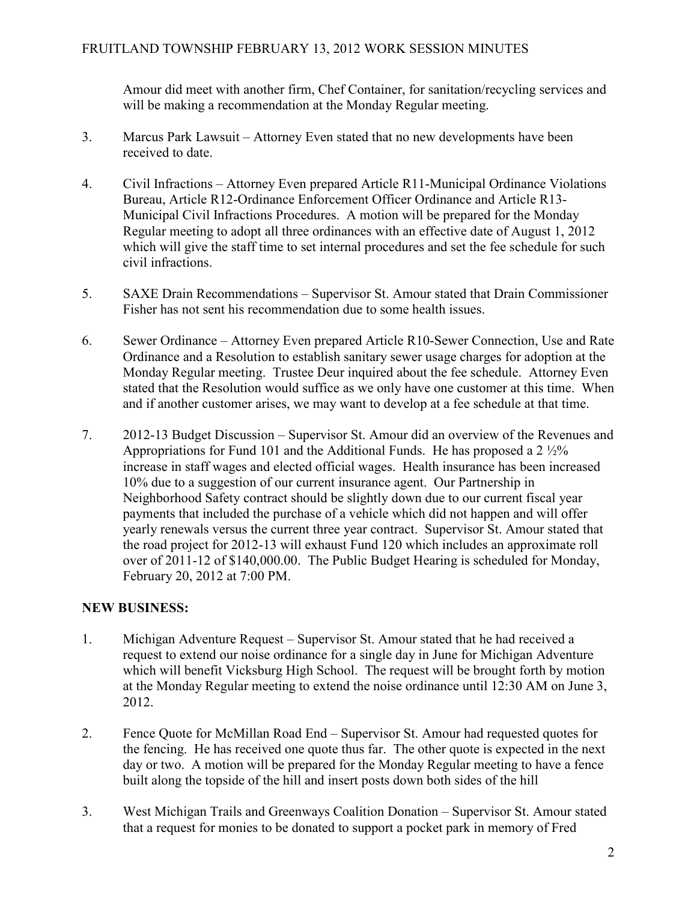Amour did meet with another firm, Chef Container, for sanitation/recycling services and will be making a recommendation at the Monday Regular meeting.

3. Marcus Park Lawsuit – Attorney Even stated that no new developments have been received to date.

4. Civil Infractions – Attorney Even prepared Article R11-Municipal Ordinance Violations Bureau, Article R12-Ordinance Enforcement Officer Ordinance and Article R13-Municipal Civil Infractions Procedures. A motion will be prepared for the Monday Regular meeting to adopt all three ordinances with an effective date of August 1, 2012 which will give the staff time to set internal procedures and set the fee schedule for such civil infractions.

5. SAXE Drain Recommendations – Supervisor St. Amour stated that Drain Commissioner Fisher has not sent his recommendation due to some health issues.

6. Sewer Ordinance – Attorney Even prepared Article R10-Sewer Connection, Use and Rate Ordinance and a Resolution to establish sanitary sewer usage charges for adoption at the Monday Regular meeting. Trustee Deur inquired about the fee schedule. Attorney Even stated that the Resolution would suffice as we only have one customer at this time. When and if another customer arises, we may want to develop at a fee schedule at that time.

7. 2012-13 Budget Discussion – Supervisor St. Amour did an overview of the Revenues and Appropriations for Fund 101 and the Additional Funds. He has proposed a 2 ½% increase in staff wages and elected official wages. Health insurance has been increased 10% due to a suggestion of our current insurance agent. Our Partnership in Neighborhood Safety contract should be slightly down due to our current fiscal year payments that included the purchase of a vehicle which did not happen and will offer yearly renewals versus the current three year contract. Supervisor St. Amour stated that the road project for 2012-13 will exhaust Fund 120 which includes an approximate roll over of 2011-12 of $140,000.00. The Public Budget Hearing is scheduled for Monday, February 20, 2012 at 7:00 PM.

**NEW BUSINESS:**

1. Michigan Adventure Request – Supervisor St. Amour stated that he had received a request to extend our noise ordinance for a single day in June for Michigan Adventure which will benefit Vicksburg High School. The request will be brought forth by motion at the Monday Regular meeting to extend the noise ordinance until 12:30 AM on June 3, 2012.

2. Fence Quote for McMillan Road End – Supervisor St. Amour had requested quotes for the fencing. He has received one quote thus far. The other quote is expected in the next day or two. A motion will be prepared for the Monday Regular meeting to have a fence built along the topside of the hill and insert posts down both sides of the hill

3. West Michigan Trails and Greenways Coalition Donation – Supervisor St. Amour stated that a request for monies to be donated to support a pocket park in memory of Fred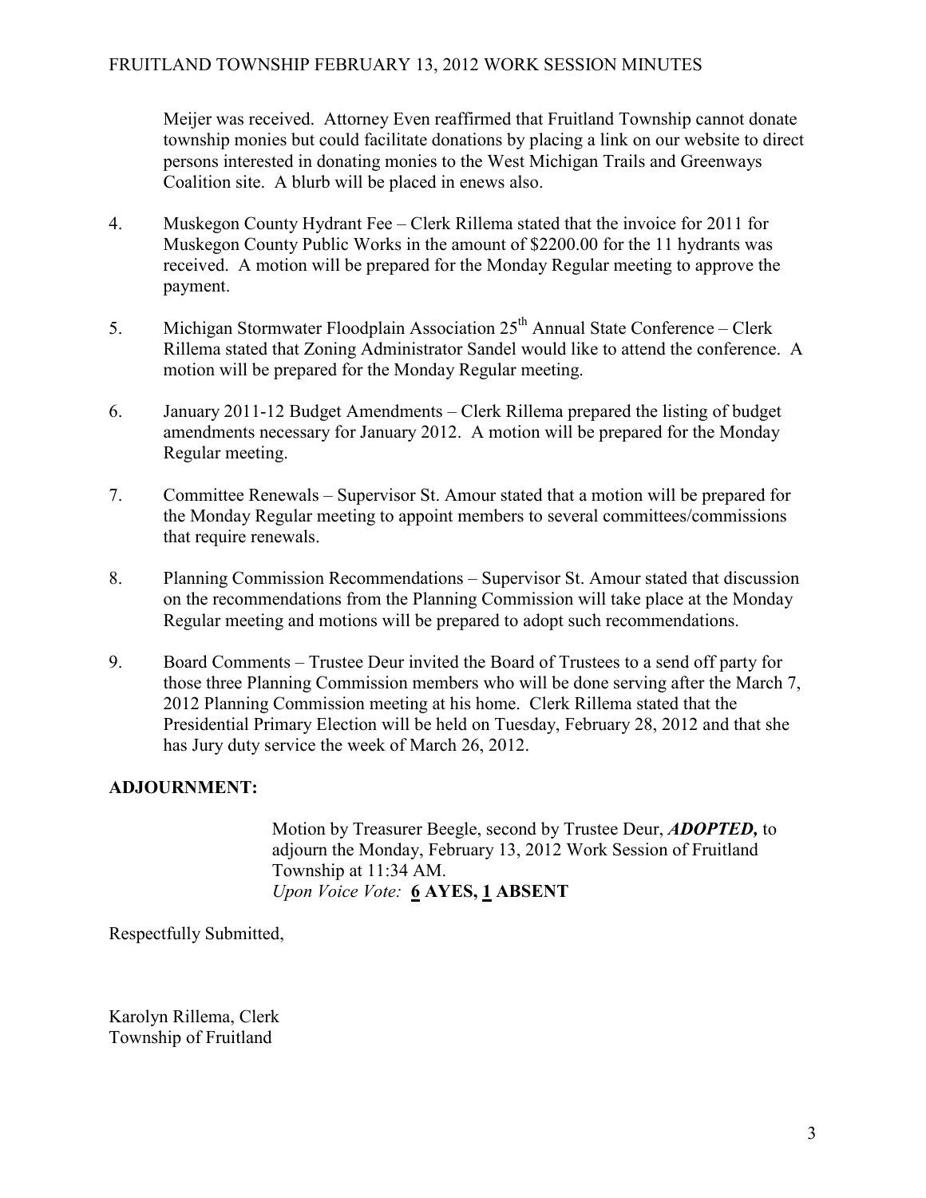Meijer was received. Attorney Even reaffirmed that Fruitland Township cannot donate township monies but could facilitate donations by placing a link on our website to direct persons interested in donating monies to the West Michigan Trails and Greenways Coalition site. A blurb will be placed in enews also.

4. Muskegon County Hydrant Fee – Clerk Rillema stated that the invoice for 2011 for Muskegon County Public Works in the amount of $2200.00 for the 11 hydrants was received. A motion will be prepared for the Monday Regular meeting to approve the payment.

5. Michigan Stormwater Floodplain Association 25th Annual State Conference – Clerk Rillema stated that Zoning Administrator Sandel would like to attend the conference. A motion will be prepared for the Monday Regular meeting.

6. January 2011-12 Budget Amendments – Clerk Rillema prepared the listing of budget amendments necessary for January 2012. A motion will be prepared for the Monday Regular meeting.

7. Committee Renewals – Supervisor St. Amour stated that a motion will be prepared for the Monday Regular meeting to appoint members to several committees/commissions that require renewals.

8. Planning Commission Recommendations – Supervisor St. Amour stated that discussion on the recommendations from the Planning Commission will take place at the Monday Regular meeting and motions will be prepared to adopt such recommendations.

9. Board Comments – Trustee Deur invited the Board of Trustees to a send off party for those three Planning Commission members who will be done serving after the March 7, 2012 Planning Commission meeting at his home. Clerk Rillema stated that the Presidential Primary Election will be held on Tuesday, February 28, 2012 and that she has Jury duty service the week of March 26, 2012.

**ADJOURNMENT:**

Motion by Treasurer Beegle, second by Trustee Deur, ***ADOPTED,*** to adjourn the Monday, February 13, 2012 Work Session of Fruitland Township at 11:34 AM.
*Upon Voice Vote:* **6 AYES, 1 ABSENT**

Respectfully Submitted,

Karolyn Rillema, Clerk
Township of Fruitland